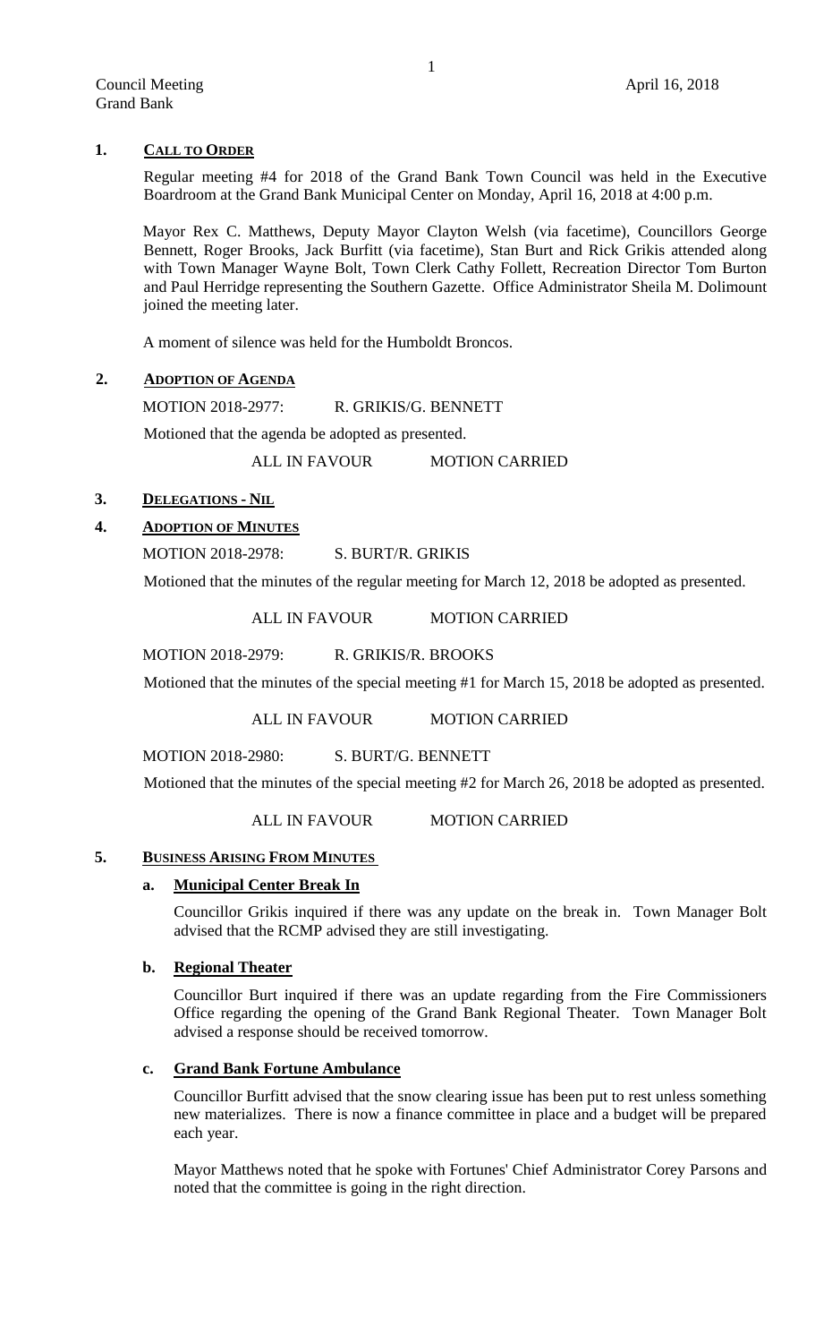## 1. CALL TO ORDER

Regular meeting #4 for 2018 of the Grand Bank Town Council was held in the Executive Boardroom at the Grand Bank Municipal Center on Monday, April 16, 2018 at 4:00 p.m.

Mayor Rex C. Matthews, Deputy Mayor Clayton Welsh (via facetime), Councillors George Bennett, Roger Brooks, Jack Burfitt (via facetime), Stan Burt and Rick Grikis attended along with Town Manager Wayne Bolt, Town Clerk Cathy Follett, Recreation Director Tom Burton and Paul Herridge representing the Southern Gazette. Office Administrator Sheila M. Dolimount joined the meeting later.

A moment of silence was held for the Humboldt Broncos.

## 2. ADOPTION OF AGENDA

MOTION 2018-2977: R. GRIKIS/G. BENNETT

Motioned that the agenda be adopted as presented.

ALL IN FAVOUR MOTION CARRIED

## 3. DELEGATIONS - NIL

## 4. ADOPTION OF MINUTES

MOTION 2018-2978: S. BURT/R. GRIKIS

Motioned that the minutes of the regular meeting for March 12, 2018 be adopted as presented.

ALL IN FAVOUR MOTION CARRIED

MOTION 2018-2979: R. GRIKIS/R. BROOKS

Motioned that the minutes of the special meeting #1 for March 15, 2018 be adopted as presented.

ALL IN FAVOUR MOTION CARRIED

MOTION 2018-2980: S. BURT/G. BENNETT

Motioned that the minutes of the special meeting #2 for March 26, 2018 be adopted as presented.

ALL IN FAVOUR MOTION CARRIED

## 5. BUSINESS ARISING FROM MINUTES

### a. Municipal Center Break In

Councillor Grikis inquired if there was any update on the break in. Town Manager Bolt advised that the RCMP advised they are still investigating.

### b. Regional Theater

Councillor Burt inquired if there was an update regarding from the Fire Commissioners Office regarding the opening of the Grand Bank Regional Theater. Town Manager Bolt advised a response should be received tomorrow.

### c. Grand Bank Fortune Ambulance

Councillor Burfitt advised that the snow clearing issue has been put to rest unless something new materializes. There is now a finance committee in place and a budget will be prepared each year.

Mayor Matthews noted that he spoke with Fortunes' Chief Administrator Corey Parsons and noted that the committee is going in the right direction.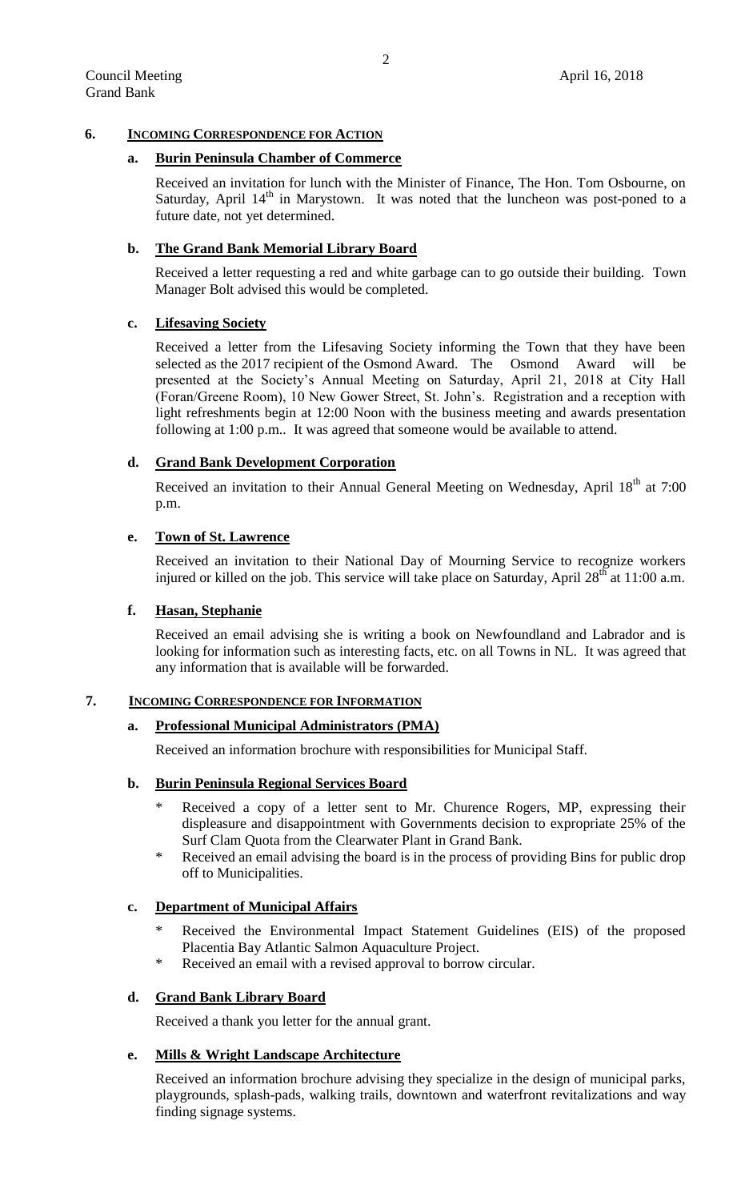## 6. INCOMING CORRESPONDENCE FOR ACTION

### a. Burin Peninsula Chamber of Commerce

Received an invitation for lunch with the Minister of Finance, The Hon. Tom Osbourne, on Saturday, April 14th in Marystown. It was noted that the luncheon was post-poned to a future date, not yet determined.

### b. The Grand Bank Memorial Library Board

Received a letter requesting a red and white garbage can to go outside their building. Town Manager Bolt advised this would be completed.

### c. Lifesaving Society

Received a letter from the Lifesaving Society informing the Town that they have been selected as the 2017 recipient of the Osmond Award. The Osmond Award will be presented at the Society's Annual Meeting on Saturday, April 21, 2018 at City Hall (Foran/Greene Room), 10 New Gower Street, St. John's. Registration and a reception with light refreshments begin at 12:00 Noon with the business meeting and awards presentation following at 1:00 p.m.. It was agreed that someone would be available to attend.

### d. Grand Bank Development Corporation

Received an invitation to their Annual General Meeting on Wednesday, April 18th at 7:00 p.m.

### e. Town of St. Lawrence

Received an invitation to their National Day of Mourning Service to recognize workers injured or killed on the job. This service will take place on Saturday, April 28th at 11:00 a.m.

### f. Hasan, Stephanie

Received an email advising she is writing a book on Newfoundland and Labrador and is looking for information such as interesting facts, etc. on all Towns in NL. It was agreed that any information that is available will be forwarded.

## 7. INCOMING CORRESPONDENCE FOR INFORMATION

### a. Professional Municipal Administrators (PMA)

Received an information brochure with responsibilities for Municipal Staff.

### b. Burin Peninsula Regional Services Board

- Received a copy of a letter sent to Mr. Churence Rogers, MP, expressing their displeasure and disappointment with Governments decision to expropriate 25% of the Surf Clam Quota from the Clearwater Plant in Grand Bank.
- Received an email advising the board is in the process of providing Bins for public drop off to Municipalities.

### c. Department of Municipal Affairs

- Received the Environmental Impact Statement Guidelines (EIS) of the proposed Placentia Bay Atlantic Salmon Aquaculture Project.
- Received an email with a revised approval to borrow circular.

### d. Grand Bank Library Board

Received a thank you letter for the annual grant.

### e. Mills & Wright Landscape Architecture

Received an information brochure advising they specialize in the design of municipal parks, playgrounds, splash-pads, walking trails, downtown and waterfront revitalizations and way finding signage systems.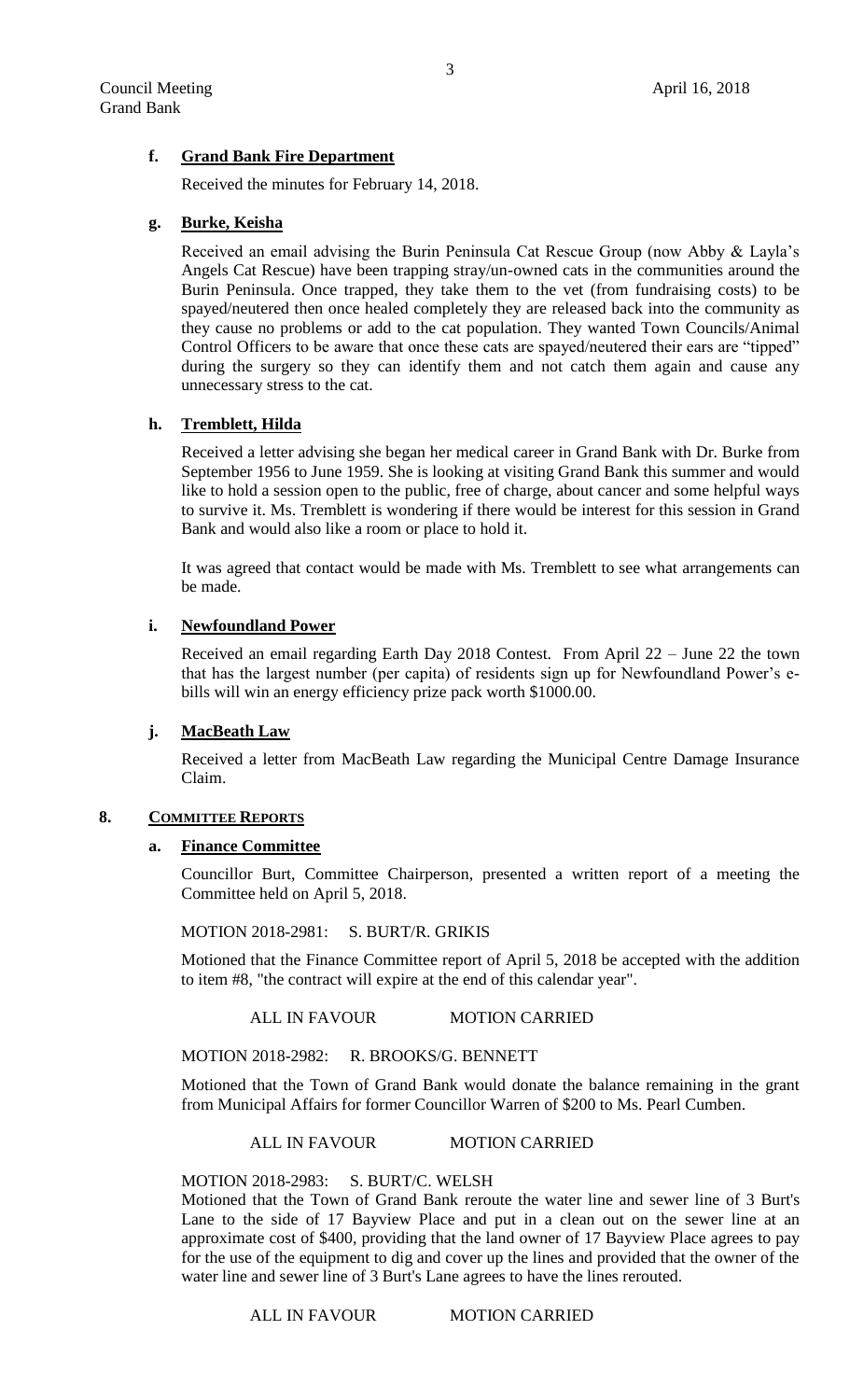### f. Grand Bank Fire Department

Received the minutes for February 14, 2018.

### g. Burke, Keisha

Received an email advising the Burin Peninsula Cat Rescue Group (now Abby & Layla's Angels Cat Rescue) have been trapping stray/un-owned cats in the communities around the Burin Peninsula. Once trapped, they take them to the vet (from fundraising costs) to be spayed/neutered then once healed completely they are released back into the community as they cause no problems or add to the cat population. They wanted Town Councils/Animal Control Officers to be aware that once these cats are spayed/neutered their ears are "tipped" during the surgery so they can identify them and not catch them again and cause any unnecessary stress to the cat.

### h. Tremblett, Hilda

Received a letter advising she began her medical career in Grand Bank with Dr. Burke from September 1956 to June 1959. She is looking at visiting Grand Bank this summer and would like to hold a session open to the public, free of charge, about cancer and some helpful ways to survive it. Ms. Tremblett is wondering if there would be interest for this session in Grand Bank and would also like a room or place to hold it.

It was agreed that contact would be made with Ms. Tremblett to see what arrangements can be made.

### i. Newfoundland Power

Received an email regarding Earth Day 2018 Contest. From April 22 – June 22 the town that has the largest number (per capita) of residents sign up for Newfoundland Power's e-bills will win an energy efficiency prize pack worth $1000.00.

### j. MacBeath Law

Received a letter from MacBeath Law regarding the Municipal Centre Damage Insurance Claim.

## 8. COMMITTEE REPORTS

### a. Finance Committee

Councillor Burt, Committee Chairperson, presented a written report of a meeting the Committee held on April 5, 2018.

MOTION 2018-2981: S. BURT/R. GRIKIS

Motioned that the Finance Committee report of April 5, 2018 be accepted with the addition to item #8, "the contract will expire at the end of this calendar year".

ALL IN FAVOUR MOTION CARRIED

MOTION 2018-2982: R. BROOKS/G. BENNETT

Motioned that the Town of Grand Bank would donate the balance remaining in the grant from Municipal Affairs for former Councillor Warren of $200 to Ms. Pearl Cumben.

ALL IN FAVOUR MOTION CARRIED

MOTION 2018-2983: S. BURT/C. WELSH

Motioned that the Town of Grand Bank reroute the water line and sewer line of 3 Burt's Lane to the side of 17 Bayview Place and put in a clean out on the sewer line at an approximate cost of $400, providing that the land owner of 17 Bayview Place agrees to pay for the use of the equipment to dig and cover up the lines and provided that the owner of the water line and sewer line of 3 Burt's Lane agrees to have the lines rerouted.

ALL IN FAVOUR MOTION CARRIED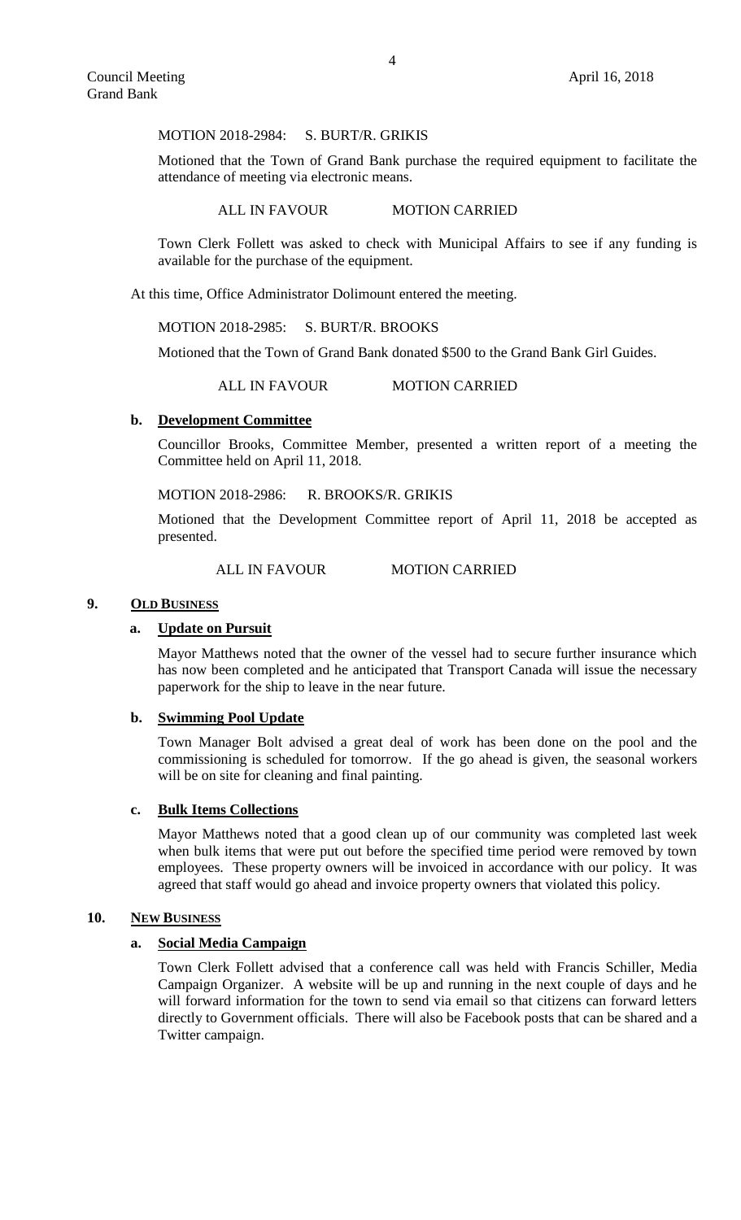MOTION 2018-2984: S. BURT/R. GRIKIS

Motioned that the Town of Grand Bank purchase the required equipment to facilitate the attendance of meeting via electronic means.

ALL IN FAVOUR MOTION CARRIED

Town Clerk Follett was asked to check with Municipal Affairs to see if any funding is available for the purchase of the equipment.

At this time, Office Administrator Dolimount entered the meeting.

MOTION 2018-2985: S. BURT/R. BROOKS

Motioned that the Town of Grand Bank donated $500 to the Grand Bank Girl Guides.

ALL IN FAVOUR MOTION CARRIED

### b. Development Committee

Councillor Brooks, Committee Member, presented a written report of a meeting the Committee held on April 11, 2018.

MOTION 2018-2986: R. BROOKS/R. GRIKIS

Motioned that the Development Committee report of April 11, 2018 be accepted as presented.

ALL IN FAVOUR MOTION CARRIED

## 9. OLD BUSINESS

### a. Update on Pursuit

Mayor Matthews noted that the owner of the vessel had to secure further insurance which has now been completed and he anticipated that Transport Canada will issue the necessary paperwork for the ship to leave in the near future.

### b. Swimming Pool Update

Town Manager Bolt advised a great deal of work has been done on the pool and the commissioning is scheduled for tomorrow. If the go ahead is given, the seasonal workers will be on site for cleaning and final painting.

### c. Bulk Items Collections

Mayor Matthews noted that a good clean up of our community was completed last week when bulk items that were put out before the specified time period were removed by town employees. These property owners will be invoiced in accordance with our policy. It was agreed that staff would go ahead and invoice property owners that violated this policy.

## 10. NEW BUSINESS

### a. Social Media Campaign

Town Clerk Follett advised that a conference call was held with Francis Schiller, Media Campaign Organizer. A website will be up and running in the next couple of days and he will forward information for the town to send via email so that citizens can forward letters directly to Government officials. There will also be Facebook posts that can be shared and a Twitter campaign.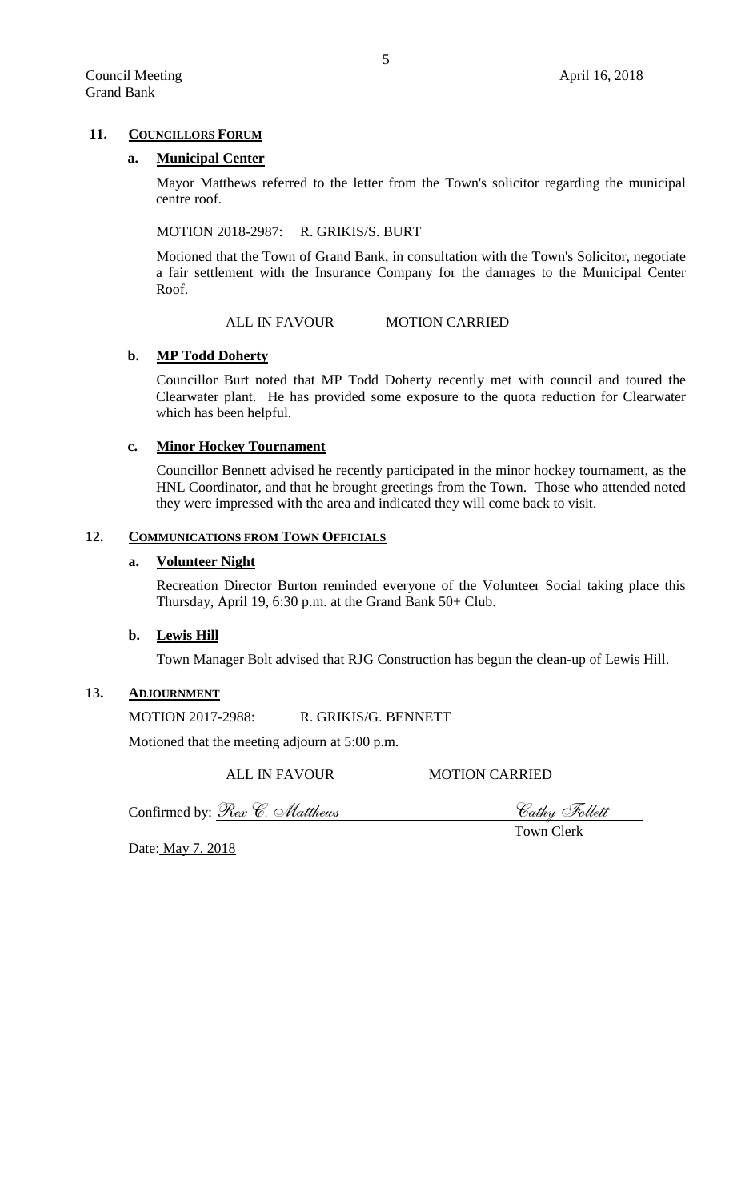## 11. COUNCILLORS FORUM

### a. Municipal Center

Mayor Matthews referred to the letter from the Town's solicitor regarding the municipal centre roof.

MOTION 2018-2987: R. GRIKIS/S. BURT

Motioned that the Town of Grand Bank, in consultation with the Town's Solicitor, negotiate a fair settlement with the Insurance Company for the damages to the Municipal Center Roof.

ALL IN FAVOUR MOTION CARRIED

### b. MP Todd Doherty

Councillor Burt noted that MP Todd Doherty recently met with council and toured the Clearwater plant. He has provided some exposure to the quota reduction for Clearwater which has been helpful.

### c. Minor Hockey Tournament

Councillor Bennett advised he recently participated in the minor hockey tournament, as the HNL Coordinator, and that he brought greetings from the Town. Those who attended noted they were impressed with the area and indicated they will come back to visit.

## 12. COMMUNICATIONS FROM TOWN OFFICIALS

### a. Volunteer Night

Recreation Director Burton reminded everyone of the Volunteer Social taking place this Thursday, April 19, 6:30 p.m. at the Grand Bank 50+ Club.

### b. Lewis Hill

Town Manager Bolt advised that RJG Construction has begun the clean-up of Lewis Hill.

## 13. ADJOURNMENT

MOTION 2017-2988: R. GRIKIS/G. BENNETT

Motioned that the meeting adjourn at 5:00 p.m.

ALL IN FAVOUR MOTION CARRIED

Confirmed by: *Rex C. Matthews* *Cathy Follett*

Town Clerk

Date: May 7, 2018